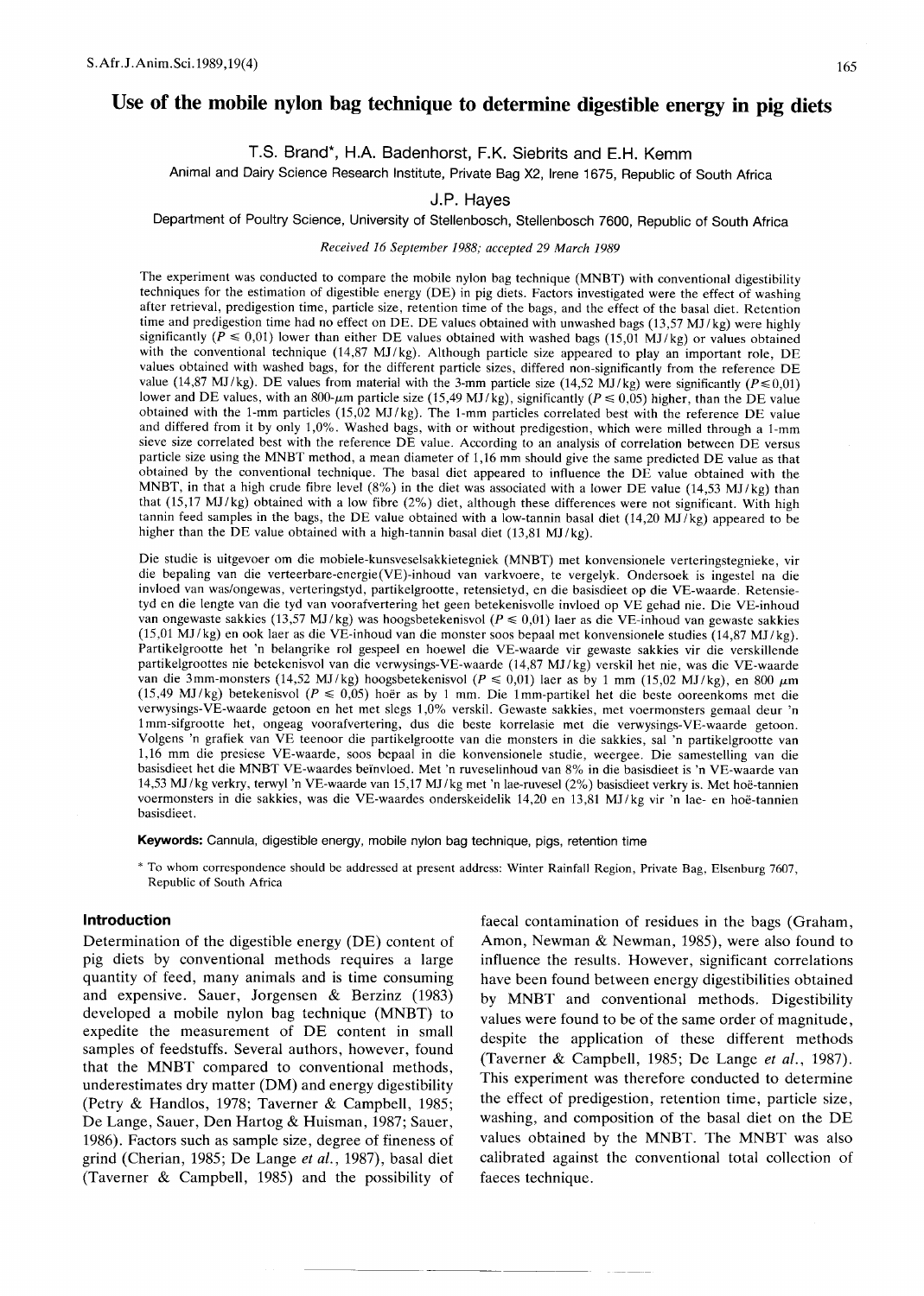# Use of the mobile nylon bag technique to determine digestible energy in pig diets

T.S. Brand*, H.A. Badenhorst, F.K. Siebrits and E.H. Kemm

Animal and Dairy Science Research Institute, Private Bag X2, Irene 1675, Republic of South Africa

J.P. Hayes

Department of Poultry Science, University of Stellenbosch, Stellenbosch 7600, Republic of South Africa

*Received 16 September 1988; accepted 29 March 1989*

The experiment was conducted to compare the mobile nylon bag technique (MNBT) with conventional digestibility techniques for the estimation of digestible energy (DE) in pig diets. Factors investigated were the effect of washing after retrieval, predigestion time, particle size, retention time of the bags, and the effect of the basal diet. Retention time and predigestion time had no effect on DE. DE values obtained with unwashed bags (13,57 MJ/kg) were highly significantly ($P \leq 0{,}01$) lower than either DE values obtained with washed bags (15,01 MJ/kg) or values obtained with the conventional technique (14,87 MJ/kg). Although particle size appeared to play an important role, DE values obtained with washed bags, for the different particle sizes, differed non-significantly from the reference DE value (14,87 MJ/kg). DE values from material with the 3-mm particle size (14,52 MJ/kg) were significantly ($P \leq 0{,}01$) lower and DE values, with an 800-$\mu$m particle size (15,49 MJ/kg), significantly ($P \leq 0{,}05$) higher, than the DE value obtained with the 1-mm particles (15,02 MJ/kg). The 1-mm particles correlated best with the reference DE value and differed from it by only 1,0%. Washed bags, with or without predigestion, which were milled through a 1-mm sieve size correlated best with the reference DE value. According to an analysis of correlation between DE versus particle size using the MNBT method, a mean diameter of 1,16 mm should give the same predicted DE value as that obtained by the conventional technique. The basal diet appeared to influence the DE value obtained with the MNBT, in that a high crude fibre level (8%) in the diet was associated with a lower DE value (14,53 MJ/kg) than that (15,17 MJ/kg) obtained with a low fibre (2%) diet, although these differences were not significant. With high tannin feed samples in the bags, the DE value obtained with a low-tannin basal diet (14,20 MJ/kg) appeared to be higher than the DE value obtained with a high-tannin basal diet (13,81 MJ/kg).

Die studie is uitgevoer om die mobiele-kunsveselsakkietegniek (MNBT) met konvensionele verteringstegnieke, vir die bepaling van die verteerbare-energie(VE)-inhoud van varkvoere, te vergelyk. Ondersoek is ingestel na die invloed van was/ongewas, verteringstyd, partikelgrootte, retensietyd, en die basisdieet op die VE-waarde. Retensietyd en die lengte van die tyd van voorafvertering het geen betekenisvolle invloed op VE gehad nie. Die VE-inhoud van ongewaste sakkies (13,57 MJ/kg) was hoogsbetekenisvol ($P \leq 0{,}01$) laer as die VE-inhoud van gewaste sakkies (15,01 MJ/kg) en ook laer as die VE-inhoud van die monster soos bepaal met konvensionele studies (14,87 MJ/kg). Partikelgrootte het 'n belangrike rol gespeel en hoewel die VE-waarde vir gewaste sakkies vir die verskillende partikelgroottes nie betekenisvol van die verwysings-VE-waarde (14,87 MJ/kg) verskil het nie, was die VE-waarde van die 3mm-monsters (14,52 MJ/kg) hoogsbetekenisvol ($P \leq 0{,}01$) laer as by 1 mm (15,02 MJ/kg), en 800 $\mu$m (15,49 MJ/kg) betekenisvol ($P \leq 0{,}05$) hoër as by 1 mm. Die 1mm-partikel het die beste ooreenkoms met die verwysings-VE-waarde getoon en het met slegs 1,0% verskil. Gewaste sakkies, met voermonsters gemaal deur 'n 1mm-sifgrootte het, ongeag voorafvertering, dus die beste korrelasie met die verwysings-VE-waarde getoon. Volgens 'n grafiek van VE teenoor die partikelgrootte van die monsters in die sakkies, sal 'n partikelgrootte van 1,16 mm die presiese VE-waarde, soos bepaal in die konvensionele studie, weergee. Die samestelling van die basisdieet het die MNBT VE-waardes beïnvloed. Met 'n ruveselinhoud van 8% in die basisdieet is 'n VE-waarde van 14,53 MJ/kg verkry, terwyl 'n VE-waarde van 15,17 MJ/kg met 'n lae-ruvesel (2%) basisdieet verkry is. Met hoë-tannien voermonsters in die sakkies, was die VE-waardes onderskeidelik 14,20 en 13,81 MJ/kg vir 'n lae- en hoë-tannien basisdieet.

**Keywords:** Cannula, digestible energy, mobile nylon bag technique, pigs, retention time

\* To whom correspondence should be addressed at present address: Winter Rainfall Region, Private Bag, Elsenburg 7607, Republic of South Africa

## Introduction

Determination of the digestible energy (DE) content of pig diets by conventional methods requires a large quantity of feed, many animals and is time consuming and expensive. Sauer, Jorgensen & Berzinz (1983) developed a mobile nylon bag technique (MNBT) to expedite the measurement of DE content in small samples of feedstuffs. Several authors, however, found that the MNBT compared to conventional methods, underestimates dry matter (DM) and energy digestibility (Petry & Handlos, 1978; Taverner & Campbell, 1985; De Lange, Sauer, Den Hartog & Huisman, 1987; Sauer, 1986). Factors such as sample size, degree of fineness of grind (Cherian, 1985; De Lange *et al.*, 1987), basal diet (Taverner & Campbell, 1985) and the possibility of faecal contamination of residues in the bags (Graham, Amon, Newman & Newman, 1985), were also found to influence the results. However, significant correlations have been found between energy digestibilities obtained by MNBT and conventional methods. Digestibility values were found to be of the same order of magnitude, despite the application of these different methods (Taverner & Campbell, 1985; De Lange *et al.*, 1987). This experiment was therefore conducted to determine the effect of predigestion, retention time, particle size, washing, and composition of the basal diet on the DE values obtained by the MNBT. The MNBT was also calibrated against the conventional total collection of faeces technique.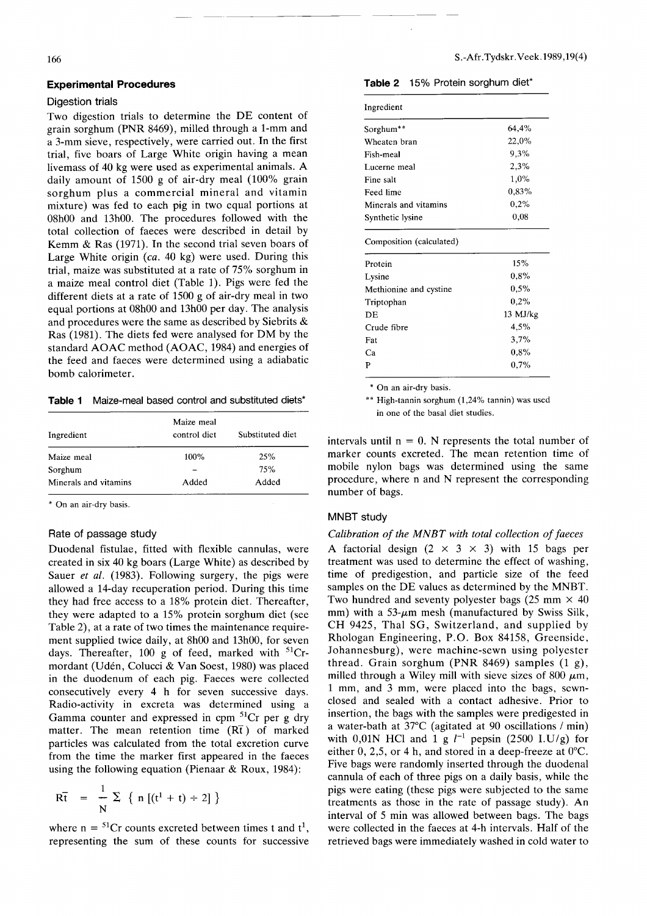## Experimental Procedures

### Digestion trials

Two digestion trials to determine the DE content of grain sorghum (PNR 8469), milled through a 1-mm and a 3-mm sieve, respectively, were carried out. In the first trial, five boars of Large White origin having a mean livemass of 40 kg were used as experimental animals. A daily amount of 1500 g of air-dry meal (100% grain sorghum plus a commercial mineral and vitamin mixture) was fed to each pig in two equal portions at 08h00 and 13h00. The procedures followed with the total collection of faeces were described in detail by Kemm & Ras (1971). In the second trial seven boars of Large White origin (*ca.* 40 kg) were used. During this trial, maize was substituted at a rate of 75% sorghum in a maize meal control diet (Table 1). Pigs were fed the different diets at a rate of 1500 g of air-dry meal in two equal portions at 08h00 and 13h00 per day. The analysis and procedures were the same as described by Siebrits & Ras (1981). The diets fed were analysed for DM by the standard AOAC method (AOAC, 1984) and energies of the feed and faeces were determined using a adiabatic bomb calorimeter.

**Table 1** Maize-meal based control and substituted diets*

| Ingredient | Maize meal control diet | Substituted diet |
|---|---|---|
| Maize meal | 100% | 25% |
| Sorghum | – | 75% |
| Minerals and vitamins | Added | Added |

\* On an air-dry basis.

### Rate of passage study

Duodenal fistulae, fitted with flexible cannulas, were created in six 40 kg boars (Large White) as described by Sauer *et al.* (1983). Following surgery, the pigs were allowed a 14-day recuperation period. During this time they had free access to a 18% protein diet. Thereafter, they were adapted to a 15% protein sorghum diet (see Table 2), at a rate of two times the maintenance requirement supplied twice daily, at 8h00 and 13h00, for seven days. Thereafter, 100 g of feed, marked with $^{51}$Cr-mordant (Udén, Colucci & Van Soest, 1980) was placed in the duodenum of each pig. Faeces were collected consecutively every 4 h for seven successive days. Radio-activity in excreta was determined using a Gamma counter and expressed in cpm $^{51}$Cr per g dry matter. The mean retention time ($\bar{Rt}$) of marked particles was calculated from the total excretion curve from the time the marker first appeared in the faeces using the following equation (Pienaar & Roux, 1984):

$$\bar{Rt} = \frac{1}{N} \Sigma \{ n [(t^1 + t) \div 2] \}$$

where n = $^{51}$Cr counts excreted between times t and $t^1$, representing the sum of these counts for successive intervals until n = 0. N represents the total number of marker counts excreted. The mean retention time of mobile nylon bags was determined using the same procedure, where n and N represent the corresponding number of bags.

**Table 2** 15% Protein sorghum diet*

| Ingredient | |
|---|---|
| Sorghum** | 64,4% |
| Wheaten bran | 22,0% |
| Fish-meal | 9,3% |
| Lucerne meal | 2,3% |
| Fine salt | 1,0% |
| Feed lime | 0,83% |
| Minerals and vitamins | 0,2% |
| Synthetic lysine | 0,08 |
| **Composition (calculated)** | |
| Protein | 15% |
| Lysine | 0,8% |
| Methionine and cystine | 0,5% |
| Triptophan | 0,2% |
| DE | 13 MJ/kg |
| Crude fibre | 4,5% |
| Fat | 3,7% |
| Ca | 0,8% |
| P | 0,7% |

\* On an air-dry basis.

\*\* High-tannin sorghum (1,24% tannin) was used in one of the basal diet studies.

### MNBT study

*Calibration of the MNBT with total collection of faeces*

A factorial design (2 × 3 × 3) with 15 bags per treatment was used to determine the effect of washing, time of predigestion, and particle size of the feed samples on the DE values as determined by the MNBT. Two hundred and seventy polyester bags (25 mm × 40 mm) with a 53-$\mu$m mesh (manufactured by Swiss Silk, CH 9425, Thal SG, Switzerland, and supplied by Rhologan Engineering, P.O. Box 84158, Greenside, Johannesburg), were machine-sewn using polyester thread. Grain sorghum (PNR 8469) samples (1 g), milled through a Wiley mill with sieve sizes of 800 $\mu$m, 1 mm, and 3 mm, were placed into the bags, sewn-closed and sealed with a contact adhesive. Prior to insertion, the bags with the samples were predigested in a water-bath at 37°C (agitated at 90 oscillations / min) with 0,01N HCl and 1 g $l^{-1}$ pepsin (2500 I.U/g) for either 0, 2,5, or 4 h, and stored in a deep-freeze at 0°C. Five bags were randomly inserted through the duodenal cannula of each of three pigs on a daily basis, while the pigs were eating (these pigs were subjected to the same treatments as those in the rate of passage study). An interval of 5 min was allowed between bags. The bags were collected in the faeces at 4-h intervals. Half of the retrieved bags were immediately washed in cold water to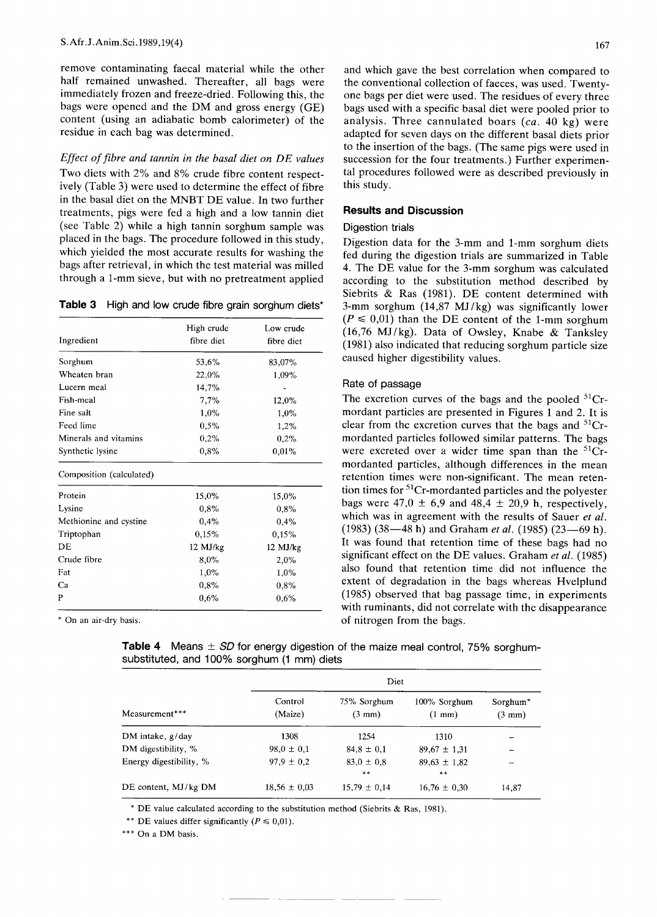remove contaminating faecal material while the other half remained unwashed. Thereafter, all bags were immediately frozen and freeze-dried. Following this, the bags were opened and the DM and gross energy (GE) content (using an adiabatic bomb calorimeter) of the residue in each bag was determined.

*Effect of fibre and tannin in the basal diet on DE values*

Two diets with 2% and 8% crude fibre content respectively (Table 3) were used to determine the effect of fibre in the basal diet on the MNBT DE value. In two further treatments, pigs were fed a high and a low tannin diet (see Table 2) while a high tannin sorghum sample was placed in the bags. The procedure followed in this study, which yielded the most accurate results for washing the bags after retrieval, in which the test material was milled through a 1-mm sieve, but with no pretreatment applied and which gave the best correlation when compared to the conventional collection of faeces, was used. Twenty-one bags per diet were used. The residues of every three bags used with a specific basal diet were pooled prior to analysis. Three cannulated boars (*ca.* 40 kg) were adapted for seven days on the different basal diets prior to the insertion of the bags. (The same pigs were used in succession for the four treatments.) Further experimental procedures followed were as described previously in this study.

**Table 3** High and low crude fibre grain sorghum diets*

| Ingredient | High crude fibre diet | Low crude fibre diet |
|---|---|---|
| Sorghum | 53,6% | 83,07% |
| Wheaten bran | 22,0% | 1,09% |
| Lucern meal | 14,7% | - |
| Fish-meal | 7,7% | 12,0% |
| Fine salt | 1,0% | 1,0% |
| Feed lime | 0,5% | 1,2% |
| Minerals and vitamins | 0,2% | 0,2% |
| Synthetic lysine | 0,8% | 0,01% |
| Composition (calculated) | | |
| Protein | 15,0% | 15,0% |
| Lysine | 0,8% | 0,8% |
| Methionine and cystine | 0,4% | 0,4% |
| Triptophan | 0,15% | 0,15% |
| DE | 12 MJ/kg | 12 MJ/kg |
| Crude fibre | 8,0% | 2,0% |
| Fat | 1,0% | 1,0% |
| Ca | 0,8% | 0,8% |
| P | 0,6% | 0,6% |

\* On an air-dry basis.

## Results and Discussion

### Digestion trials

Digestion data for the 3-mm and 1-mm sorghum diets fed during the digestion trials are summarized in Table 4. The DE value for the 3-mm sorghum was calculated according to the substitution method described by Siebrits & Ras (1981). DE content determined with 3-mm sorghum (14,87 MJ/kg) was significantly lower ($P \leqslant 0,01$) than the DE content of the 1-mm sorghum (16,76 MJ/kg). Data of Owsley, Knabe & Tanksley (1981) also indicated that reducing sorghum particle size caused higher digestibility values.

### Rate of passage

The excretion curves of the bags and the pooled $^{51}Cr$-mordant particles are presented in Figures 1 and 2. It is clear from the excretion curves that the bags and $^{51}Cr$-mordanted particles followed similar patterns. The bags were excreted over a wider time span than the $^{51}Cr$-mordanted particles, although differences in the mean retention times were non-significant. The mean retention times for $^{51}Cr$-mordanted particles and the polyester bags were 47,0 ± 6,9 and 48,4 ± 20,9 h, respectively, which was in agreement with the results of Sauer *et al.* (1983) (38—48 h) and Graham *et al.* (1985) (23—69 h). It was found that retention time of these bags had no significant effect on the DE values. Graham *et al.* (1985) also found that retention time did not influence the extent of degradation in the bags whereas Hvelplund (1985) observed that bag passage time, in experiments with ruminants, did not correlate with the disappearance of nitrogen from the bags.

**Table 4** Means ± *SD* for energy digestion of the maize meal control, 75% sorghum-substituted, and 100% sorghum (1 mm) diets

| | Diet | | | |
|---|---|---|---|---|
| Measurement*** | Control (Maize) | 75% Sorghum (3 mm) | 100% Sorghum (1 mm) | Sorghum* (3 mm) |
| DM intake, g/day | 1308 | 1254 | 1310 | – |
| DM digestibility, % | 98,0 ± 0,1 | 84,8 ± 0,1 | 89,67 ± 1,31 | – |
| Energy digestibility, % | 97,9 ± 0,2 | 83,0 ± 0,8 ** | 89,63 ± 1,82 ** | – |
| DE content, MJ/kg DM | 18,56 ± 0,03 | 15,79 ± 0,14 | 16,76 ± 0,30 | 14,87 |

\* DE value calculated according to the substitution method (Siebrits & Ras, 1981).

\*\* DE values differ significantly ($P \leqslant 0,01$).

\*\*\* On a DM basis.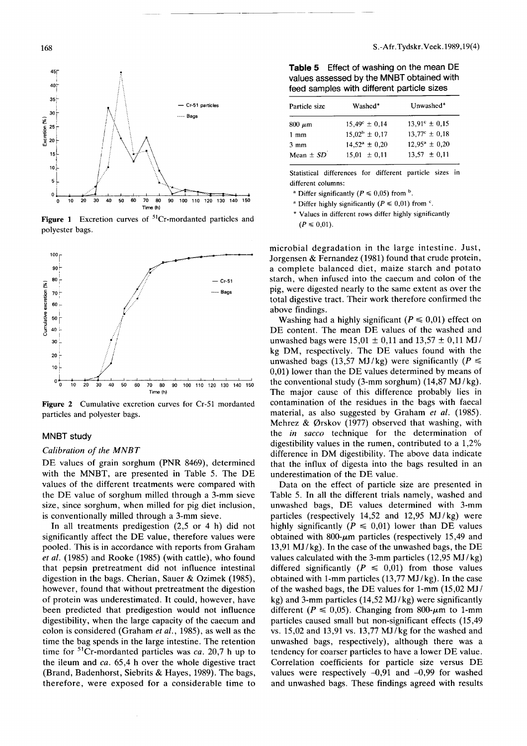Figure 1 Excretion curves of $^{51}$Cr-mordanted particles and polyester bags.

Figure 2 Cumulative excretion curves for Cr-51 mordanted particles and polyester bags.

## MNBT study

### *Calibration of the MNBT*

DE values of grain sorghum (PNR 8469), determined with the MNBT, are presented in Table 5. The DE values of the different treatments were compared with the DE value of sorghum milled through a 3-mm sieve size, since sorghum, when milled for pig diet inclusion, is conventionally milled through a 3-mm sieve.

In all treatments predigestion (2,5 or 4 h) did not significantly affect the DE value, therefore values were pooled. This is in accordance with reports from Graham *et al.* (1985) and Rooke (1985) (with cattle), who found that pepsin pretreatment did not influence intestinal digestion in the bags. Cherian, Sauer & Ozimek (1985), however, found that without pretreatment the digestion of protein was underestimated. It could, however, have been predicted that predigestion would not influence digestibility, when the large capacity of the caecum and colon is considered (Graham *et al.*, 1985), as well as the time the bag spends in the large intestine. The retention time for $^{51}$Cr-mordanted particles was *ca.* 20,7 h up to the ileum and *ca.* 65,4 h over the whole digestive tract (Brand, Badenhorst, Siebrits & Hayes, 1989). The bags, therefore, were exposed for a considerable time to

**Table 5** Effect of washing on the mean DE values assessed by the MNBT obtained with feed samples with different particle sizes

| Particle size | Washed* | Unwashed* |
|---|---|---|
| 800 μm | 15,49[c] ± 0,14 | 13,91[c] ± 0,15 |
| 1 mm | 15,02[b] ± 0,17 | 13,77[c] ± 0,18 |
| 3 mm | 14,52[a] ± 0,20 | 12,95[a] ± 0,20 |
| Mean ± SD | 15,01 ± 0,11 | 13,57 ± 0,11 |

Statistical differences for different particle sizes in different columns:

[a] Differ significantly ($P \leq 0{,}05$) from [b].

[a] Differ highly significantly ($P \leq 0{,}01$) from [c].

\* Values in different rows differ highly significantly ($P \leq 0{,}01$).

microbial degradation in the large intestine. Just, Jorgensen & Fernandez (1981) found that crude protein, a complete balanced diet, maize starch and potato starch, when infused into the caecum and colon of the pig, were digested nearly to the same extent as over the total digestive tract. Their work therefore confirmed the above findings.

Washing had a highly significant ($P \leq 0{,}01$) effect on DE content. The mean DE values of the washed and unwashed bags were 15,01 ± 0,11 and 13,57 ± 0,11 MJ/kg DM, respectively. The DE values found with the unwashed bags (13,57 MJ/kg) were significantly ($P \leq 0{,}01$) lower than the DE values determined by means of the conventional study (3-mm sorghum) (14,87 MJ/kg). The major cause of this difference probably lies in contamination of the residues in the bags with faecal material, as also suggested by Graham *et al.* (1985). Mehrez & Ørskov (1977) observed that washing, with the *in sacco* technique for the determination of digestibility values in the rumen, contributed to a 1,2% difference in DM digestibility. The above data indicate that the influx of digesta into the bags resulted in an underestimation of the DE value.

Data on the effect of particle size are presented in Table 5. In all the different trials namely, washed and unwashed bags, DE values determined with 3-mm particles (respectively 14,52 and 12,95 MJ/kg) were highly significantly ($P \leq 0{,}01$) lower than DE values obtained with 800-μm particles (respectively 15,49 and 13,91 MJ/kg). In the case of the unwashed bags, the DE values calculated with the 3-mm particles (12,95 MJ/kg) differed significantly ($P \leq 0{,}01$) from those values obtained with 1-mm particles (13,77 MJ/kg). In the case of the washed bags, the DE values for 1-mm (15,02 MJ/kg) and 3-mm particles (14,52 MJ/kg) were significantly different ($P \leq 0{,}05$). Changing from 800-μm to 1-mm particles caused small but non-significant effects (15,49 vs. 15,02 and 13,91 vs. 13,77 MJ/kg for the washed and unwashed bags, respectively), although there was a tendency for coarser particles to have a lower DE value. Correlation coefficients for particle size versus DE values were respectively –0,91 and –0,99 for washed and unwashed bags. These findings agreed with results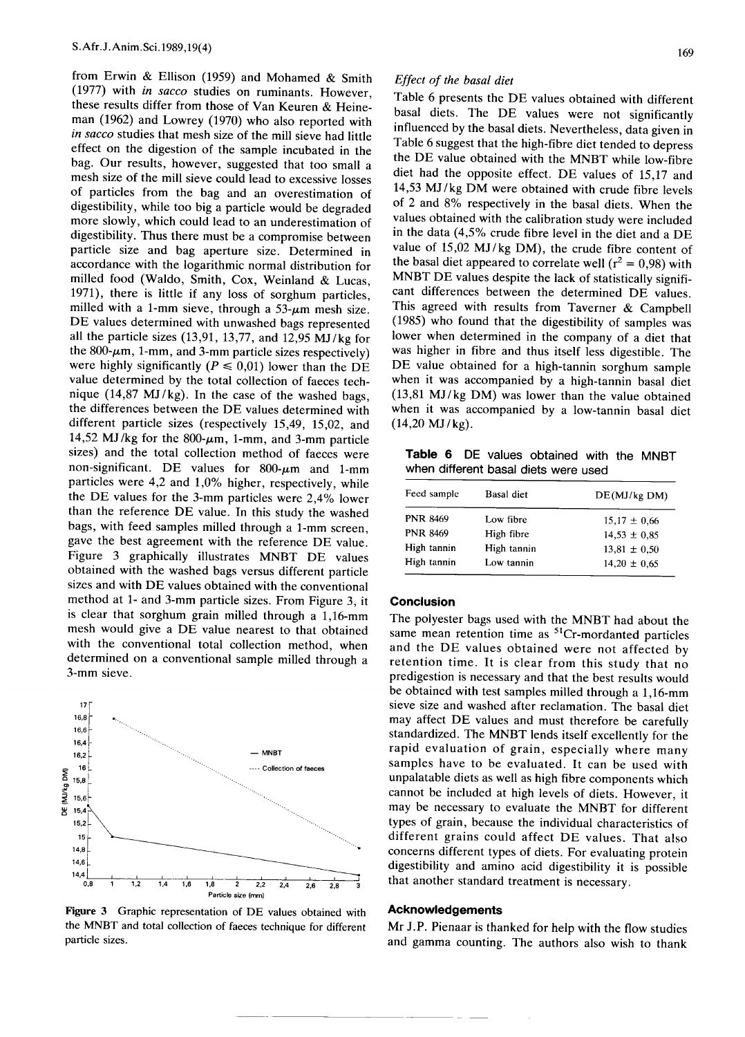from Erwin & Ellison (1959) and Mohamed & Smith (1977) with *in sacco* studies on ruminants. However, these results differ from those of Van Keuren & Heineman (1962) and Lowrey (1970) who also reported with *in sacco* studies that mesh size of the mill sieve had little effect on the digestion of the sample incubated in the bag. Our results, however, suggested that too small a mesh size of the mill sieve could lead to excessive losses of particles from the bag and an overestimation of digestibility, while too big a particle would be degraded more slowly, which could lead to an underestimation of digestibility. Thus there must be a compromise between particle size and bag aperture size. Determined in accordance with the logarithmic normal distribution for milled food (Waldo, Smith, Cox, Weinland & Lucas, 1971), there is little if any loss of sorghum particles, milled with a 1-mm sieve, through a 53-$\mu$m mesh size. DE values determined with unwashed bags represented all the particle sizes (13,91, 13,77, and 12,95 MJ/kg for the 800-$\mu$m, 1-mm, and 3-mm particle sizes respectively) were highly significantly ($P \leqslant 0{,}01$) lower than the DE value determined by the total collection of faeces technique (14,87 MJ/kg). In the case of the washed bags, the differences between the DE values determined with different particle sizes (respectively 15,49, 15,02, and 14,52 MJ/kg for the 800-$\mu$m, 1-mm, and 3-mm particle sizes) and the total collection method of faeces were non-significant. DE values for 800-$\mu$m and 1-mm particles were 4,2 and 1,0% higher, respectively, while the DE values for the 3-mm particles were 2,4% lower than the reference DE value. In this study the washed bags, with feed samples milled through a 1-mm screen, gave the best agreement with the reference DE value. Figure 3 graphically illustrates MNBT DE values obtained with the washed bags versus different particle sizes and with DE values obtained with the conventional method at 1- and 3-mm particle sizes. From Figure 3, it is clear that sorghum grain milled through a 1,16-mm mesh would give a DE value nearest to that obtained with the conventional total collection method, when determined on a conventional sample milled through a 3-mm sieve.

**Figure 3** Graphic representation of DE values obtained with the MNBT and total collection of faeces technique for different particle sizes.

*Effect of the basal diet*

Table 6 presents the DE values obtained with different basal diets. The DE values were not significantly influenced by the basal diets. Nevertheless, data given in Table 6 suggest that the high-fibre diet tended to depress the DE value obtained with the MNBT while low-fibre diet had the opposite effect. DE values of 15,17 and 14,53 MJ/kg DM were obtained with crude fibre levels of 2 and 8% respectively in the basal diets. When the values obtained with the calibration study were included in the data (4,5% crude fibre level in the diet and a DE value of 15,02 MJ/kg DM), the crude fibre content of the basal diet appeared to correlate well ($r^2 = 0{,}98$) with MNBT DE values despite the lack of statistically significant differences between the determined DE values. This agreed with results from Taverner & Campbell (1985) who found that the digestibility of samples was lower when determined in the company of a diet that was higher in fibre and thus itself less digestible. The DE value obtained for a high-tannin sorghum sample when it was accompanied by a high-tannin basal diet (13,81 MJ/kg DM) was lower than the value obtained when it was accompanied by a low-tannin basal diet (14,20 MJ/kg).

**Table 6** DE values obtained with the MNBT when different basal diets were used

| Feed sample | Basal diet | DE (MJ/kg DM) |
|---|---|---|
| PNR 8469 | Low fibre | 15,17 ± 0,66 |
| PNR 8469 | High fibre | 14,53 ± 0,85 |
| High tannin | High tannin | 13,81 ± 0,50 |
| High tannin | Low tannin | 14,20 ± 0,65 |

## Conclusion

The polyester bags used with the MNBT had about the same mean retention time as $^{51}Cr$-mordanted particles and the DE values obtained were not affected by retention time. It is clear from this study that no predigestion is necessary and that the best results would be obtained with test samples milled through a 1,16-mm sieve size and washed after reclamation. The basal diet may affect DE values and must therefore be carefully standardized. The MNBT lends itself excellently for the rapid evaluation of grain, especially where many samples have to be evaluated. It can be used with unpalatable diets as well as high fibre components which cannot be included at high levels of diets. However, it may be necessary to evaluate the MNBT for different types of grain, because the individual characteristics of different grains could affect DE values. That also concerns different types of diets. For evaluating protein digestibility and amino acid digestibility it is possible that another standard treatment is necessary.

## Acknowledgements

Mr J.P. Pienaar is thanked for help with the flow studies and gamma counting. The authors also wish to thank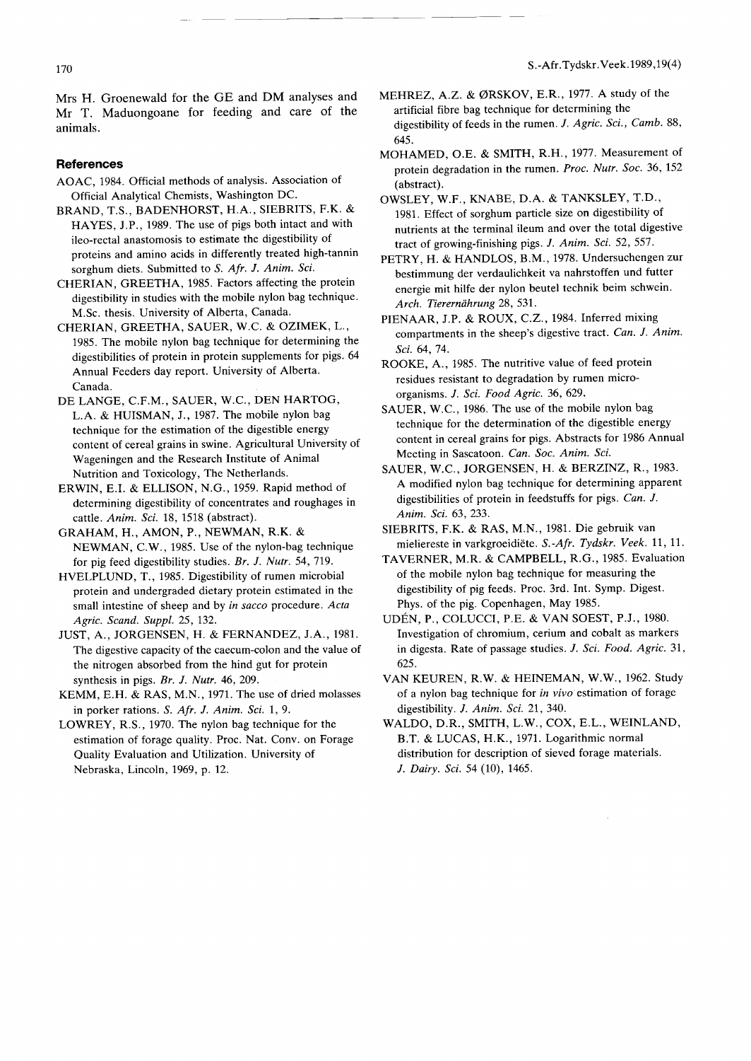Mrs H. Groenewald for the GE and DM analyses and Mr T. Maduongoane for feeding and care of the animals.

## References

AOAC, 1984. Official methods of analysis. Association of Official Analytical Chemists, Washington DC.

BRAND, T.S., BADENHORST, H.A., SIEBRITS, F.K. & HAYES, J.P., 1989. The use of pigs both intact and with ileo-rectal anastomosis to estimate the digestibility of proteins and amino acids in differently treated high-tannin sorghum diets. Submitted to *S. Afr. J. Anim. Sci.*

CHERIAN, GREETHA, 1985. Factors affecting the protein digestibility in studies with the mobile nylon bag technique. M.Sc. thesis. University of Alberta, Canada.

CHERIAN, GREETHA, SAUER, W.C. & OZIMEK, L., 1985. The mobile nylon bag technique for determining the digestibilities of protein in protein supplements for pigs. 64 Annual Feeders day report. University of Alberta. Canada.

DE LANGE, C.F.M., SAUER, W.C., DEN HARTOG, L.A. & HUISMAN, J., 1987. The mobile nylon bag technique for the estimation of the digestible energy content of cereal grains in swine. Agricultural University of Wageningen and the Research Institute of Animal Nutrition and Toxicology, The Netherlands.

ERWIN, E.I. & ELLISON, N.G., 1959. Rapid method of determining digestibility of concentrates and roughages in cattle. *Anim. Sci.* 18, 1518 (abstract).

GRAHAM, H., AMON, P., NEWMAN, R.K. & NEWMAN, C.W., 1985. Use of the nylon-bag technique for pig feed digestibility studies. *Br. J. Nutr.* 54, 719.

HVELPLUND, T., 1985. Digestibility of rumen microbial protein and undergraded dietary protein estimated in the small intestine of sheep and by *in sacco* procedure. *Acta Agric. Scand. Suppl.* 25, 132.

JUST, A., JORGENSEN, H. & FERNANDEZ, J.A., 1981. The digestive capacity of the caecum-colon and the value of the nitrogen absorbed from the hind gut for protein synthesis in pigs. *Br. J. Nutr.* 46, 209.

KEMM, E.H. & RAS, M.N., 1971. The use of dried molasses in porker rations. *S. Afr. J. Anim. Sci.* 1, 9.

LOWREY, R.S., 1970. The nylon bag technique for the estimation of forage quality. Proc. Nat. Conv. on Forage Quality Evaluation and Utilization. University of Nebraska, Lincoln, 1969, p. 12.

MEHREZ, A.Z. & ØRSKOV, E.R., 1977. A study of the artificial fibre bag technique for determining the digestibility of feeds in the rumen. *J. Agric. Sci., Camb.* 88, 645.

MOHAMED, O.E. & SMITH, R.H., 1977. Measurement of protein degradation in the rumen. *Proc. Nutr. Soc.* 36, 152 (abstract).

OWSLEY, W.F., KNABE, D.A. & TANKSLEY, T.D., 1981. Effect of sorghum particle size on digestibility of nutrients at the terminal ileum and over the total digestive tract of growing-finishing pigs. *J. Anim. Sci.* 52, 557.

PETRY, H. & HANDLOS, B.M., 1978. Undersuchengen zur bestimmung der verdaulichkeit va nahrstoffen und futter energie mit hilfe der nylon beutel technik beim schwein. *Arch. Tierernährung* 28, 531.

PIENAAR, J.P. & ROUX, C.Z., 1984. Inferred mixing compartments in the sheep's digestive tract. *Can. J. Anim. Sci.* 64, 74.

ROOKE, A., 1985. The nutritive value of feed protein residues resistant to degradation by rumen micro-organisms. *J. Sci. Food Agric.* 36, 629.

SAUER, W.C., 1986. The use of the mobile nylon bag technique for the determination of the digestible energy content in cereal grains for pigs. Abstracts for 1986 Annual Meeting in Sascatoon. *Can. Soc. Anim. Sci.*

SAUER, W.C., JORGENSEN, H. & BERZINZ, R., 1983. A modified nylon bag technique for determining apparent digestibilities of protein in feedstuffs for pigs. *Can. J. Anim. Sci.* 63, 233.

SIEBRITS, F.K. & RAS, M.N., 1981. Die gebruik van mieliereste in varkgroeidiëte. *S.-Afr. Tydskr. Veek.* 11, 11.

TAVERNER, M.R. & CAMPBELL, R.G., 1985. Evaluation of the mobile nylon bag technique for measuring the digestibility of pig feeds. Proc. 3rd. Int. Symp. Digest. Phys. of the pig. Copenhagen, May 1985.

UDÉN, P., COLUCCI, P.E. & VAN SOEST, P.J., 1980. Investigation of chromium, cerium and cobalt as markers in digesta. Rate of passage studies. *J. Sci. Food. Agric.* 31, 625.

VAN KEUREN, R.W. & HEINEMAN, W.W., 1962. Study of a nylon bag technique for *in vivo* estimation of forage digestibility. *J. Anim. Sci.* 21, 340.

WALDO, D.R., SMITH, L.W., COX, E.L., WEINLAND, B.T. & LUCAS, H.K., 1971. Logarithmic normal distribution for description of sieved forage materials. *J. Dairy. Sci.* 54 (10), 1465.